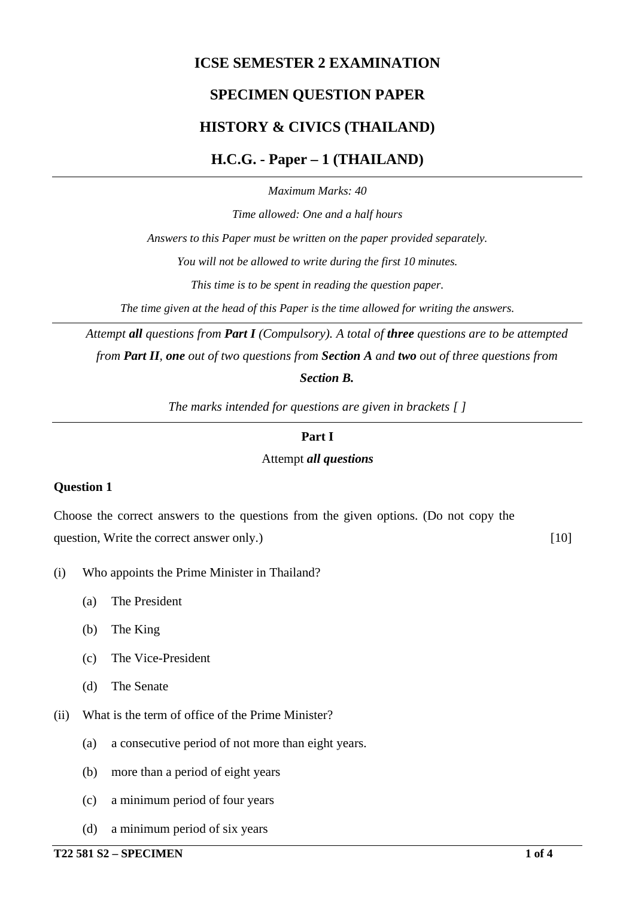# ICSE SEMESTER 2 EXAMINATION

## SPECIMEN QUESTION PAPER

## HISTORY & CIVICS (THAILAND)

## H.C.G. - Paper – 1 (THAILAND)

---

*Maximum Marks: 40*

*Time allowed: One and a half hours*

*Answers to this Paper must be written on the paper provided separately.*

*You will not be allowed to write during the first 10 minutes.*

*This time is to be spent in reading the question paper.*

*The time given at the head of this Paper is the time allowed for writing the answers.*

---

*Attempt **all** questions from **Part I** (Compulsory). A total of **three** questions are to be attempted from **Part II**, **one** out of two questions from **Section A** and **two** out of three questions from **Section B.***

*The marks intended for questions are given in brackets [ ]*

---

**Part I**

Attempt ***all questions***

**Question 1**

Choose the correct answers to the questions from the given options. (Do not copy the question, Write the correct answer only.) [10]

(i) Who appoints the Prime Minister in Thailand?

- (a) The President
- (b) The King
- (c) The Vice-President
- (d) The Senate

(ii) What is the term of office of the Prime Minister?

- (a) a consecutive period of not more than eight years.
- (b) more than a period of eight years
- (c) a minimum period of four years
- (d) a minimum period of six years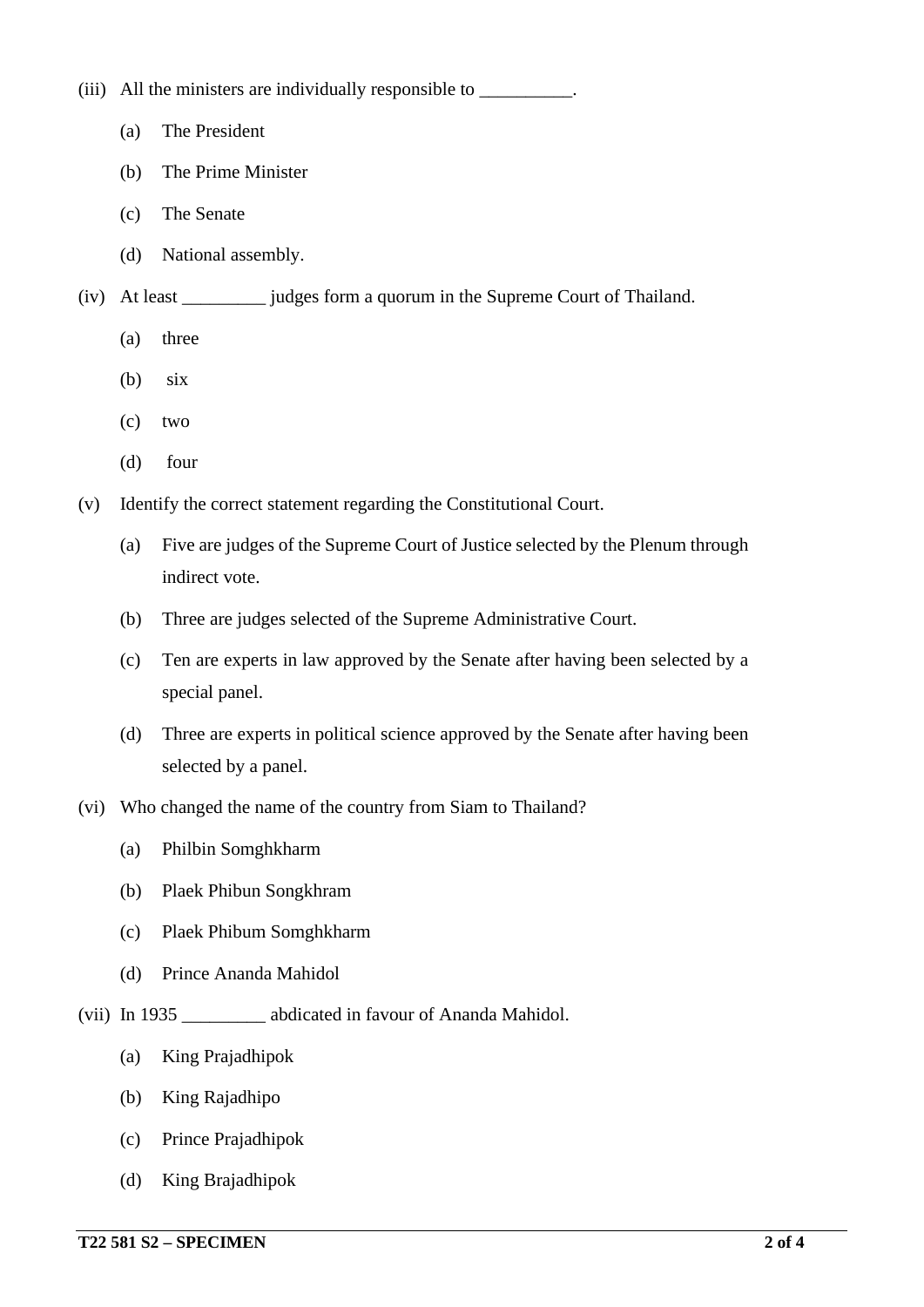(iii) All the ministers are individually responsible to __________.

  (a) The President

  (b) The Prime Minister

  (c) The Senate

  (d) National assembly.

(iv) At least _________ judges form a quorum in the Supreme Court of Thailand.

  (a) three

  (b) six

  (c) two

  (d) four

(v) Identify the correct statement regarding the Constitutional Court.

  (a) Five are judges of the Supreme Court of Justice selected by the Plenum through indirect vote.

  (b) Three are judges selected of the Supreme Administrative Court.

  (c) Ten are experts in law approved by the Senate after having been selected by a special panel.

  (d) Three are experts in political science approved by the Senate after having been selected by a panel.

(vi) Who changed the name of the country from Siam to Thailand?

  (a) Philbin Somghkharm

  (b) Plaek Phibun Songkhram

  (c) Plaek Phibum Somghkharm

  (d) Prince Ananda Mahidol

(vii) In 1935 _________ abdicated in favour of Ananda Mahidol.

  (a) King Prajadhipok

  (b) King Rajadhipo

  (c) Prince Prajadhipok

  (d) King Brajadhipok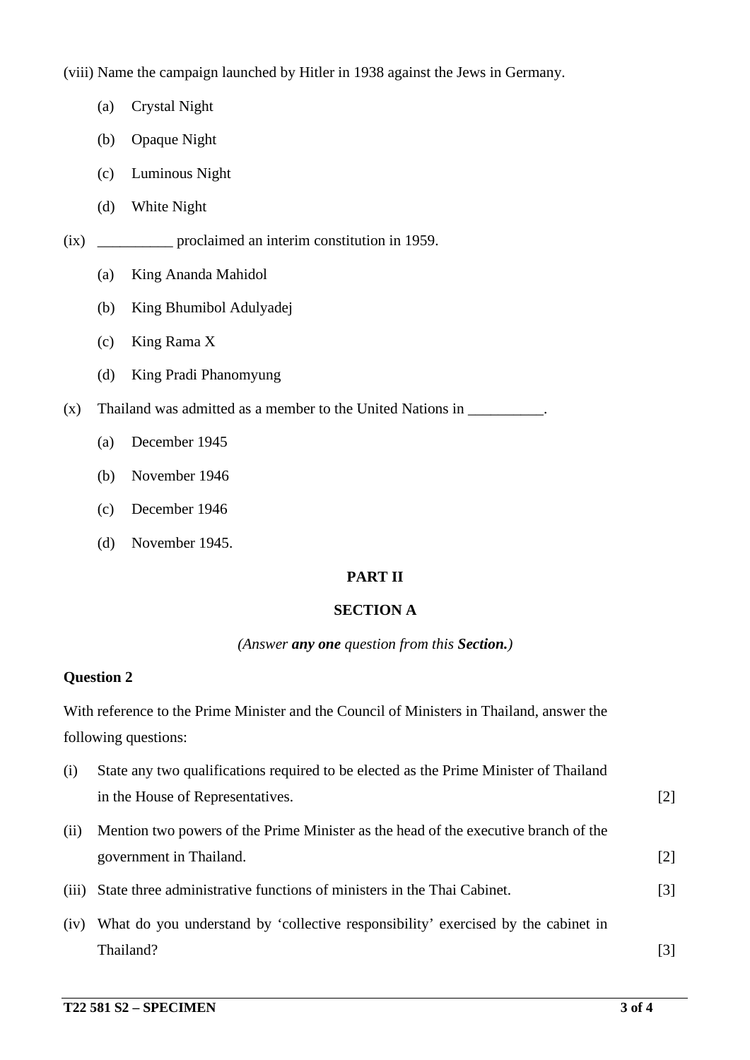(viii) Name the campaign launched by Hitler in 1938 against the Jews in Germany.

(a) Crystal Night

(b) Opaque Night

(c) Luminous Night

(d) White Night

(ix) __________ proclaimed an interim constitution in 1959.

(a) King Ananda Mahidol

(b) King Bhumibol Adulyadej

(c) King Rama X

(d) King Pradi Phanomyung

(x) Thailand was admitted as a member to the United Nations in __________.

(a) December 1945

(b) November 1946

(c) December 1946

(d) November 1945.

## PART II

### SECTION A

*(Answer **any one** question from this **Section.**)*

**Question 2**

With reference to the Prime Minister and the Council of Ministers in Thailand, answer the following questions:

(i) State any two qualifications required to be elected as the Prime Minister of Thailand in the House of Representatives. [2]

(ii) Mention two powers of the Prime Minister as the head of the executive branch of the government in Thailand. [2]

(iii) State three administrative functions of ministers in the Thai Cabinet. [3]

(iv) What do you understand by 'collective responsibility' exercised by the cabinet in Thailand? [3]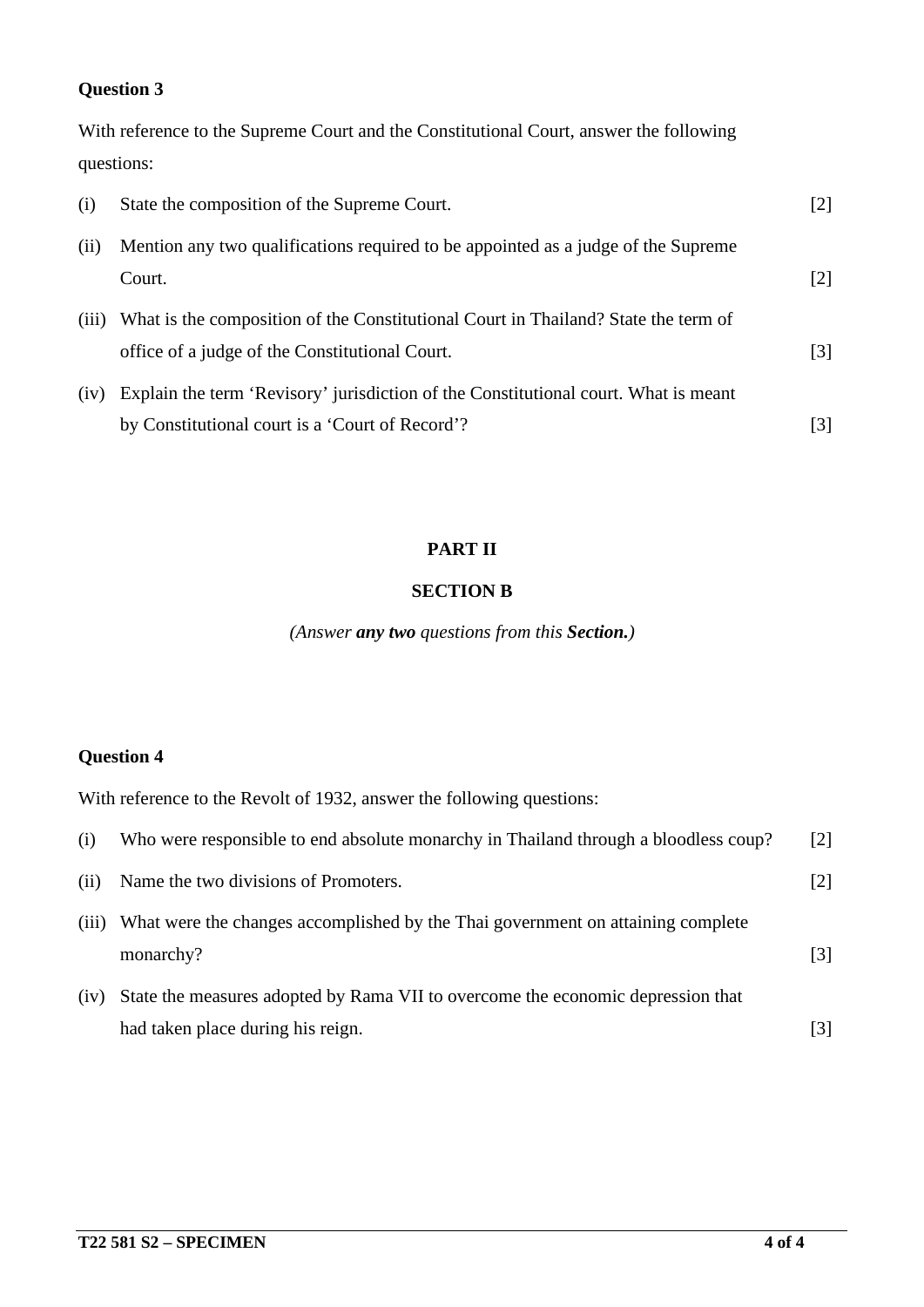**Question 3**

With reference to the Supreme Court and the Constitutional Court, answer the following questions:

(i) State the composition of the Supreme Court. [2]

(ii) Mention any two qualifications required to be appointed as a judge of the Supreme Court. [2]

(iii) What is the composition of the Constitutional Court in Thailand? State the term of office of a judge of the Constitutional Court. [3]

(iv) Explain the term 'Revisory' jurisdiction of the Constitutional court. What is meant by Constitutional court is a 'Court of Record'? [3]

## PART II

### SECTION B

*(Answer* ***any two*** *questions from this* ***Section.****)*

**Question 4**

With reference to the Revolt of 1932, answer the following questions:

(i) Who were responsible to end absolute monarchy in Thailand through a bloodless coup? [2]

(ii) Name the two divisions of Promoters. [2]

(iii) What were the changes accomplished by the Thai government on attaining complete monarchy? [3]

(iv) State the measures adopted by Rama VII to overcome the economic depression that had taken place during his reign. [3]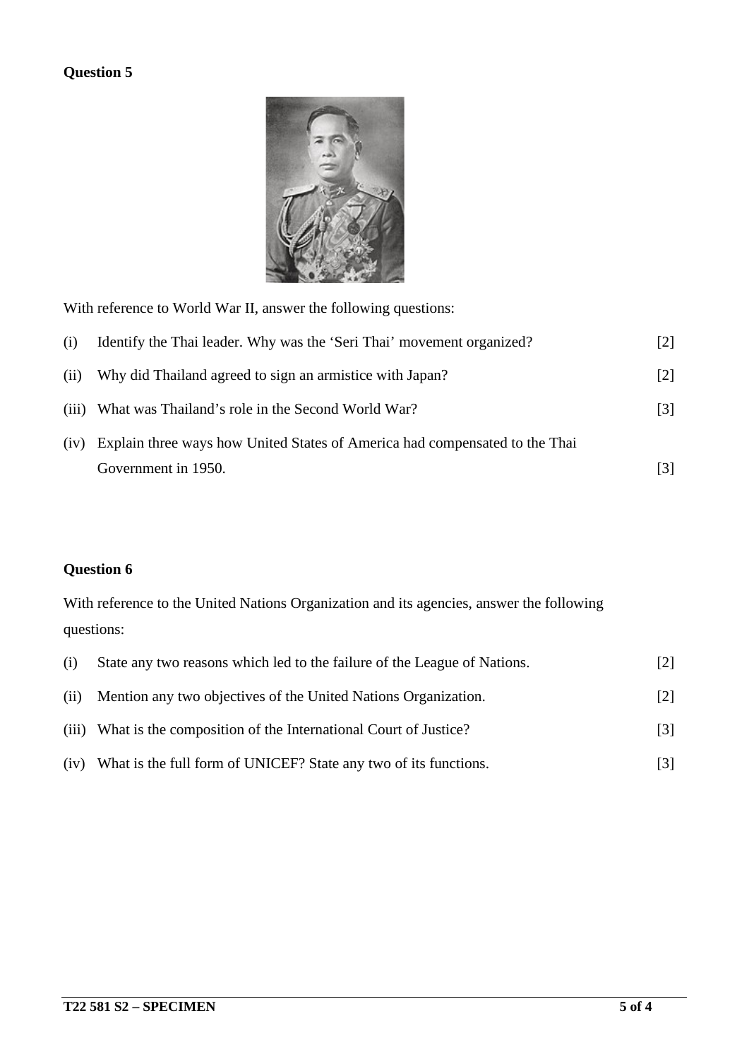**Question 5**

With reference to World War II, answer the following questions:

(i) Identify the Thai leader. Why was the 'Seri Thai' movement organized? [2]

(ii) Why did Thailand agreed to sign an armistice with Japan? [2]

(iii) What was Thailand's role in the Second World War? [3]

(iv) Explain three ways how United States of America had compensated to the Thai Government in 1950. [3]

**Question 6**

With reference to the United Nations Organization and its agencies, answer the following questions:

(i) State any two reasons which led to the failure of the League of Nations. [2]

(ii) Mention any two objectives of the United Nations Organization. [2]

(iii) What is the composition of the International Court of Justice? [3]

(iv) What is the full form of UNICEF? State any two of its functions. [3]